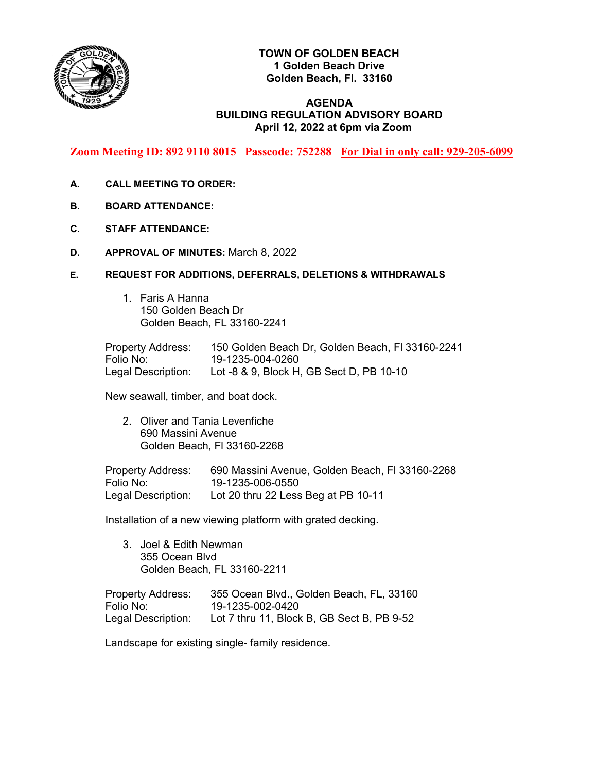# TOWN OF GOLDEN BEACH
**1 Golden Beach Drive**
**Golden Beach, Fl. 33160**

## AGENDA
## BUILDING REGULATION ADVISORY BOARD
**April 12, 2022 at 6pm via Zoom**

**Zoom Meeting ID: 892 9110 8015 Passcode: 752288 For Dial in only call: 929-205-6099**

**A. CALL MEETING TO ORDER:**

**B. BOARD ATTENDANCE:**

**C. STAFF ATTENDANCE:**

**D. APPROVAL OF MINUTES:** March 8, 2022

**E. REQUEST FOR ADDITIONS, DEFERRALS, DELETIONS & WITHDRAWALS**

1. Faris A Hanna
   150 Golden Beach Dr
   Golden Beach, FL 33160-2241

Property Address: 150 Golden Beach Dr, Golden Beach, Fl 33160-2241
Folio No: 19-1235-004-0260
Legal Description: Lot -8 & 9, Block H, GB Sect D, PB 10-10

New seawall, timber, and boat dock.

2. Oliver and Tania Levenfiche
   690 Massini Avenue
   Golden Beach, Fl 33160-2268

Property Address: 690 Massini Avenue, Golden Beach, Fl 33160-2268
Folio No: 19-1235-006-0550
Legal Description: Lot 20 thru 22 Less Beg at PB 10-11

Installation of a new viewing platform with grated decking.

3. Joel & Edith Newman
   355 Ocean Blvd
   Golden Beach, FL 33160-2211

Property Address: 355 Ocean Blvd., Golden Beach, FL, 33160
Folio No: 19-1235-002-0420
Legal Description: Lot 7 thru 11, Block B, GB Sect B, PB 9-52

Landscape for existing single- family residence.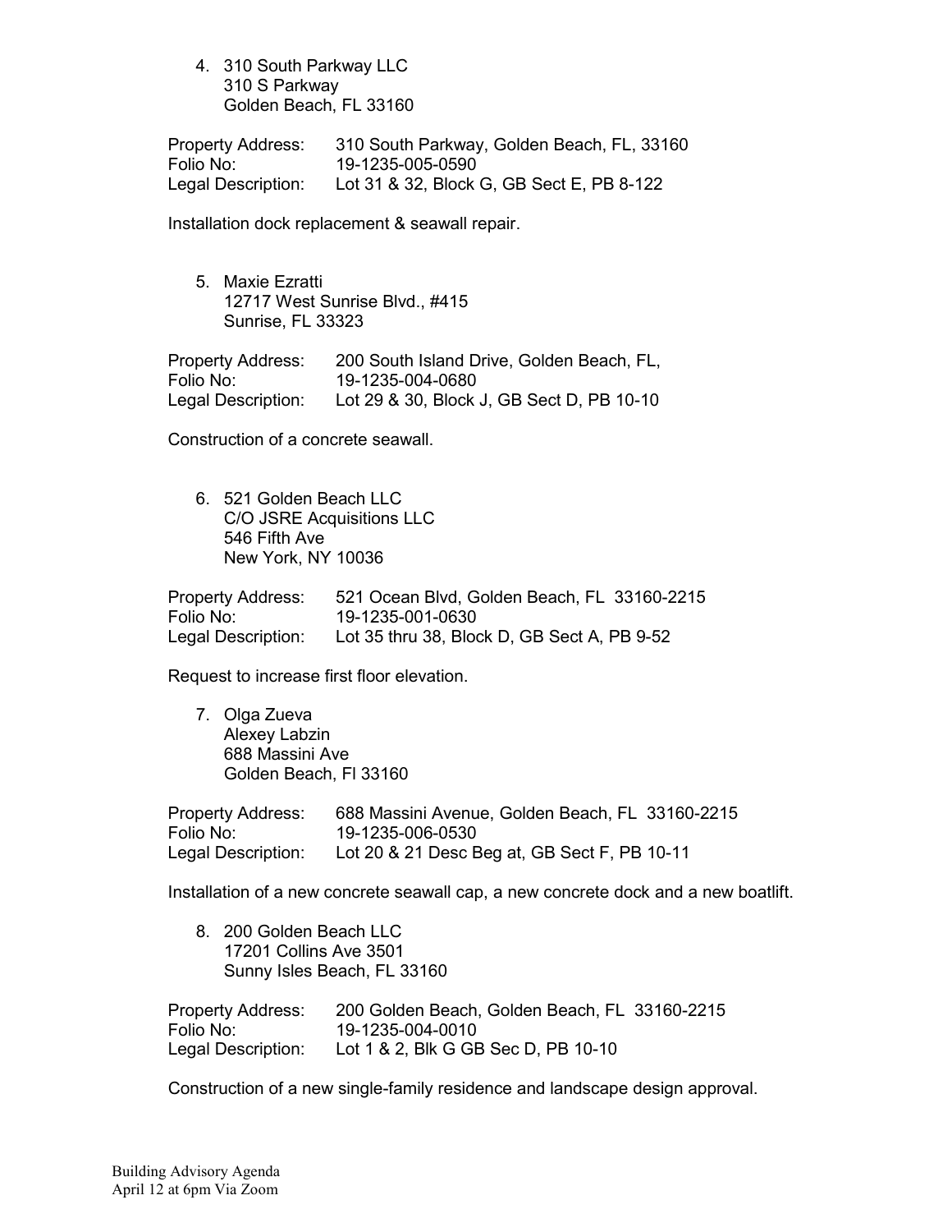4. 310 South Parkway LLC
   310 S Parkway
   Golden Beach, FL 33160

Property Address: 310 South Parkway, Golden Beach, FL, 33160
Folio No: 19-1235-005-0590
Legal Description: Lot 31 & 32, Block G, GB Sect E, PB 8-122

Installation dock replacement & seawall repair.

5. Maxie Ezratti
   12717 West Sunrise Blvd., #415
   Sunrise, FL 33323

Property Address: 200 South Island Drive, Golden Beach, FL,
Folio No: 19-1235-004-0680
Legal Description: Lot 29 & 30, Block J, GB Sect D, PB 10-10

Construction of a concrete seawall.

6. 521 Golden Beach LLC
   C/O JSRE Acquisitions LLC
   546 Fifth Ave
   New York, NY 10036

Property Address: 521 Ocean Blvd, Golden Beach, FL 33160-2215
Folio No: 19-1235-001-0630
Legal Description: Lot 35 thru 38, Block D, GB Sect A, PB 9-52

Request to increase first floor elevation.

7. Olga Zueva
   Alexey Labzin
   688 Massini Ave
   Golden Beach, Fl 33160

Property Address: 688 Massini Avenue, Golden Beach, FL 33160-2215
Folio No: 19-1235-006-0530
Legal Description: Lot 20 & 21 Desc Beg at, GB Sect F, PB 10-11

Installation of a new concrete seawall cap, a new concrete dock and a new boatlift.

8. 200 Golden Beach LLC
   17201 Collins Ave 3501
   Sunny Isles Beach, FL 33160

Property Address: 200 Golden Beach, Golden Beach, FL 33160-2215
Folio No: 19-1235-004-0010
Legal Description: Lot 1 & 2, Blk G GB Sec D, PB 10-10

Construction of a new single-family residence and landscape design approval.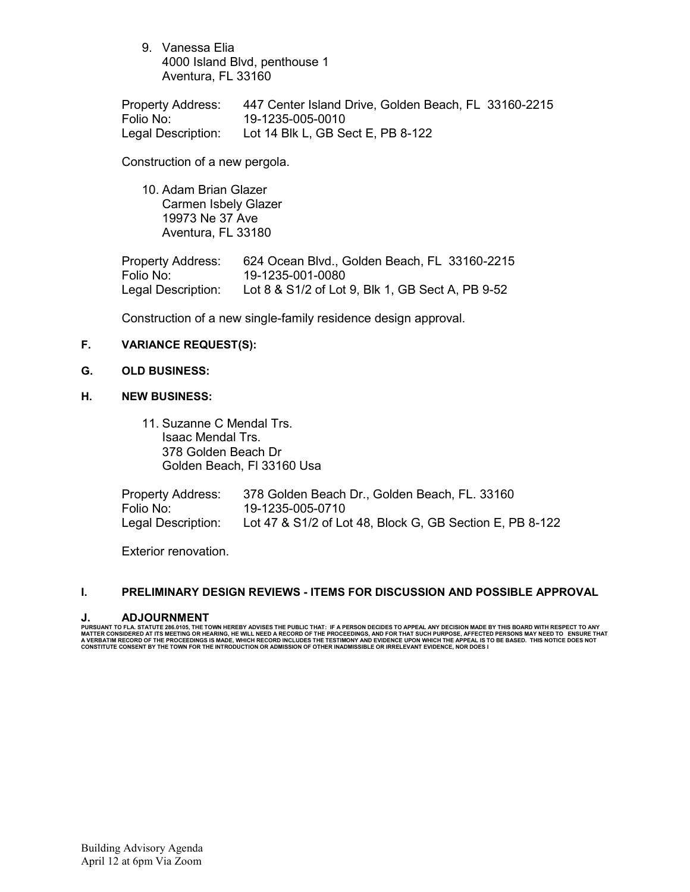9. Vanessa Elia
   4000 Island Blvd, penthouse 1
   Aventura, FL 33160

Property Address: 447 Center Island Drive, Golden Beach, FL 33160-2215
Folio No: 19-1235-005-0010
Legal Description: Lot 14 Blk L, GB Sect E, PB 8-122

Construction of a new pergola.

10. Adam Brian Glazer
    Carmen Isbely Glazer
    19973 Ne 37 Ave
    Aventura, FL 33180

Property Address: 624 Ocean Blvd., Golden Beach, FL 33160-2215
Folio No: 19-1235-001-0080
Legal Description: Lot 8 & S1/2 of Lot 9, Blk 1, GB Sect A, PB 9-52

Construction of a new single-family residence design approval.

**F. VARIANCE REQUEST(S):**

**G. OLD BUSINESS:**

**H. NEW BUSINESS:**

11. Suzanne C Mendal Trs.
    Isaac Mendal Trs.
    378 Golden Beach Dr
    Golden Beach, Fl 33160 Usa

Property Address: 378 Golden Beach Dr., Golden Beach, FL. 33160
Folio No: 19-1235-005-0710
Legal Description: Lot 47 & S1/2 of Lot 48, Block G, GB Section E, PB 8-122

Exterior renovation.

**I. PRELIMINARY DESIGN REVIEWS - ITEMS FOR DISCUSSION AND POSSIBLE APPROVAL**

**J. ADJOURNMENT**

**PURSUANT TO FLA. STATUTE 286.0105, THE TOWN HEREBY ADVISES THE PUBLIC THAT: IF A PERSON DECIDES TO APPEAL ANY DECISION MADE BY THIS BOARD WITH RESPECT TO ANY MATTER CONSIDERED AT ITS MEETING OR HEARING, HE WILL NEED A RECORD OF THE PROCEEDINGS, AND FOR THAT SUCH PURPOSE, AFFECTED PERSONS MAY NEED TO ENSURE THAT A VERBATIM RECORD OF THE PROCEEDINGS IS MADE, WHICH RECORD INCLUDES THE TESTIMONY AND EVIDENCE UPON WHICH THE APPEAL IS TO BE BASED. THIS NOTICE DOES NOT CONSTITUTE CONSENT BY THE TOWN FOR THE INTRODUCTION OR ADMISSION OF OTHER INADMISSIBLE OR IRRELEVANT EVIDENCE, NOR DOES I**